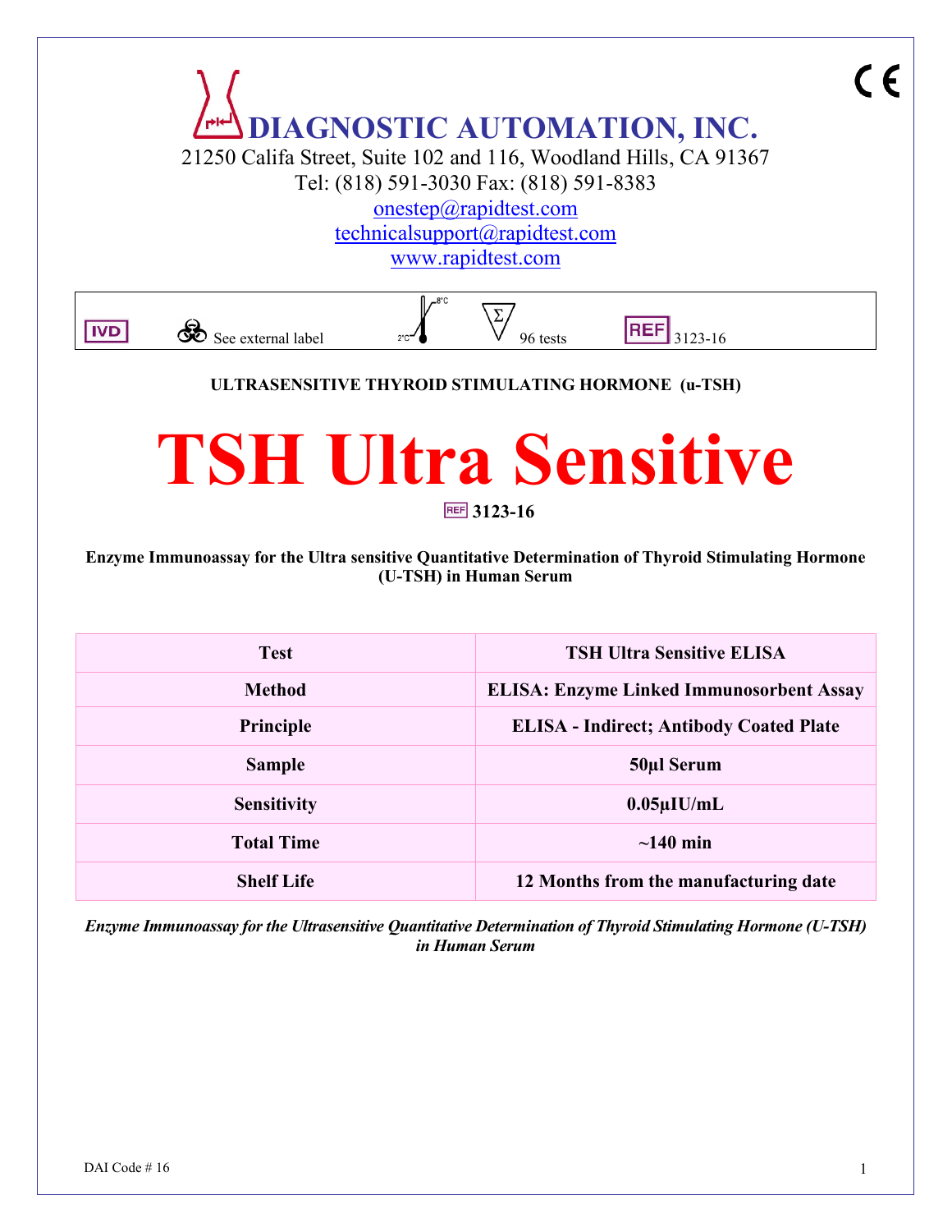# DIAGNOSTIC AUTOMATION, INC.

21250 Califa Street, Suite 102 and 116, Woodland Hills, CA 91367
Tel: (818) 591-3030 Fax: (818) 591-8383
onestep@rapidtest.com
technicalsupport@rapidtest.com
www.rapidtest.com

IVD | See external label | 2°C–8°C | 96 tests | REF 3123-16

**ULTRASENSITIVE THYROID STIMULATING HORMONE (u-TSH)**

# TSH Ultra Sensitive

**REF 3123-16**

**Enzyme Immunoassay for the Ultra sensitive Quantitative Determination of Thyroid Stimulating Hormone (U-TSH) in Human Serum**

| Test | TSH Ultra Sensitive ELISA |
|---|---|
| Method | ELISA: Enzyme Linked Immunosorbent Assay |
| Principle | ELISA - Indirect; Antibody Coated Plate |
| Sample | 50µl Serum |
| Sensitivity | 0.05µIU/mL |
| Total Time | ~140 min |
| Shelf Life | 12 Months from the manufacturing date |

***Enzyme Immunoassay for the Ultrasensitive Quantitative Determination of Thyroid Stimulating Hormone (U-TSH) in Human Serum***

DAI Code # 16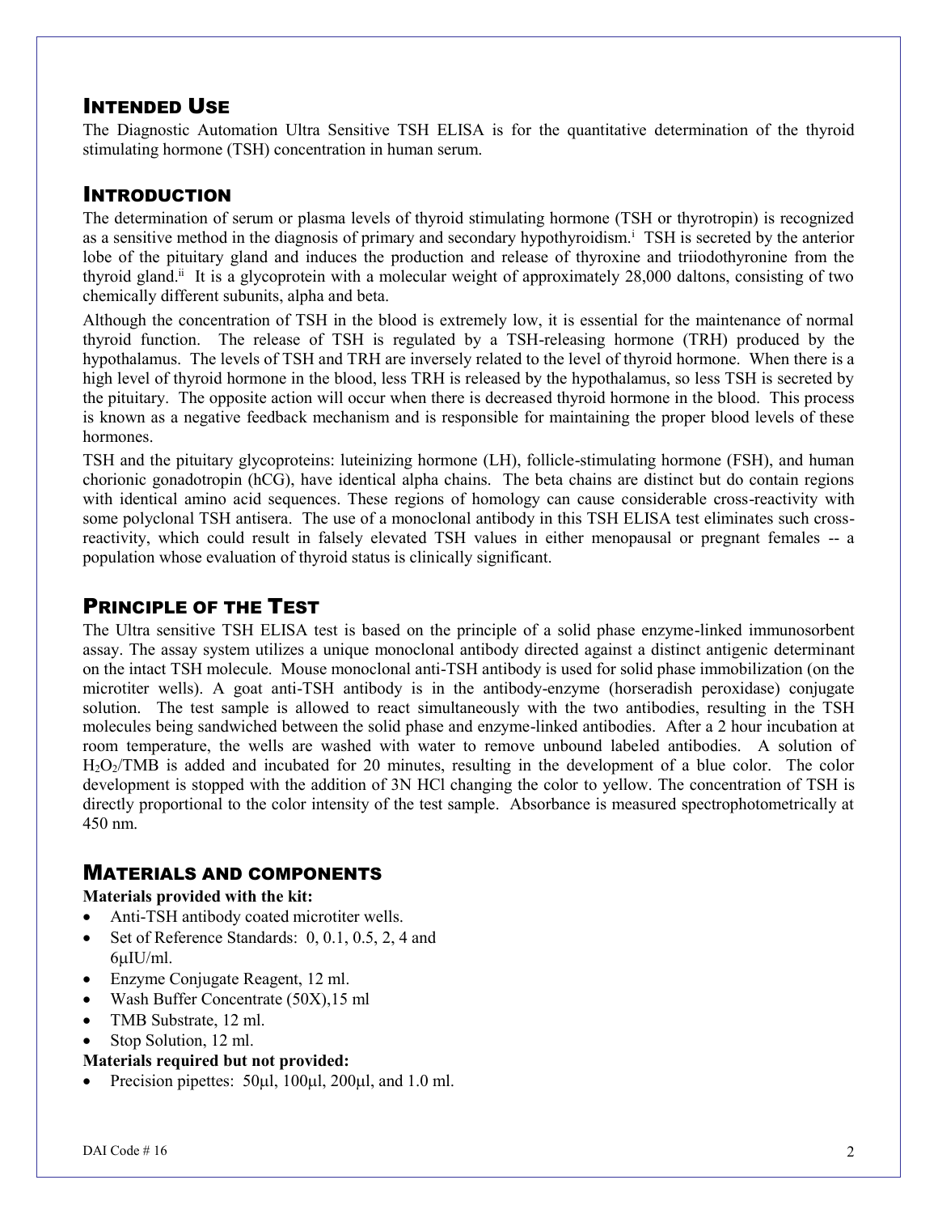## Intended Use

The Diagnostic Automation Ultra Sensitive TSH ELISA is for the quantitative determination of the thyroid stimulating hormone (TSH) concentration in human serum.

## Introduction

The determination of serum or plasma levels of thyroid stimulating hormone (TSH or thyrotropin) is recognized as a sensitive method in the diagnosis of primary and secondary hypothyroidism.[i] TSH is secreted by the anterior lobe of the pituitary gland and induces the production and release of thyroxine and triiodothyronine from the thyroid gland.[ii] It is a glycoprotein with a molecular weight of approximately 28,000 daltons, consisting of two chemically different subunits, alpha and beta.

Although the concentration of TSH in the blood is extremely low, it is essential for the maintenance of normal thyroid function. The release of TSH is regulated by a TSH-releasing hormone (TRH) produced by the hypothalamus. The levels of TSH and TRH are inversely related to the level of thyroid hormone. When there is a high level of thyroid hormone in the blood, less TRH is released by the hypothalamus, so less TSH is secreted by the pituitary. The opposite action will occur when there is decreased thyroid hormone in the blood. This process is known as a negative feedback mechanism and is responsible for maintaining the proper blood levels of these hormones.

TSH and the pituitary glycoproteins: luteinizing hormone (LH), follicle-stimulating hormone (FSH), and human chorionic gonadotropin (hCG), have identical alpha chains. The beta chains are distinct but do contain regions with identical amino acid sequences. These regions of homology can cause considerable cross-reactivity with some polyclonal TSH antisera. The use of a monoclonal antibody in this TSH ELISA test eliminates such cross-reactivity, which could result in falsely elevated TSH values in either menopausal or pregnant females -- a population whose evaluation of thyroid status is clinically significant.

## Principle of the Test

The Ultra sensitive TSH ELISA test is based on the principle of a solid phase enzyme-linked immunosorbent assay. The assay system utilizes a unique monoclonal antibody directed against a distinct antigenic determinant on the intact TSH molecule. Mouse monoclonal anti-TSH antibody is used for solid phase immobilization (on the microtiter wells). A goat anti-TSH antibody is in the antibody-enzyme (horseradish peroxidase) conjugate solution. The test sample is allowed to react simultaneously with the two antibodies, resulting in the TSH molecules being sandwiched between the solid phase and enzyme-linked antibodies. After a 2 hour incubation at room temperature, the wells are washed with water to remove unbound labeled antibodies. A solution of $H_2O_2$/TMB is added and incubated for 20 minutes, resulting in the development of a blue color. The color development is stopped with the addition of 3N HCl changing the color to yellow. The concentration of TSH is directly proportional to the color intensity of the test sample. Absorbance is measured spectrophotometrically at 450 nm.

## Materials and Components

**Materials provided with the kit:**

- Anti-TSH antibody coated microtiter wells.
- Set of Reference Standards: 0, 0.1, 0.5, 2, 4 and 6μIU/ml.
- Enzyme Conjugate Reagent, 12 ml.
- Wash Buffer Concentrate (50X),15 ml
- TMB Substrate, 12 ml.
- Stop Solution, 12 ml.

**Materials required but not provided:**

- Precision pipettes: 50μl, 100μl, 200μl, and 1.0 ml.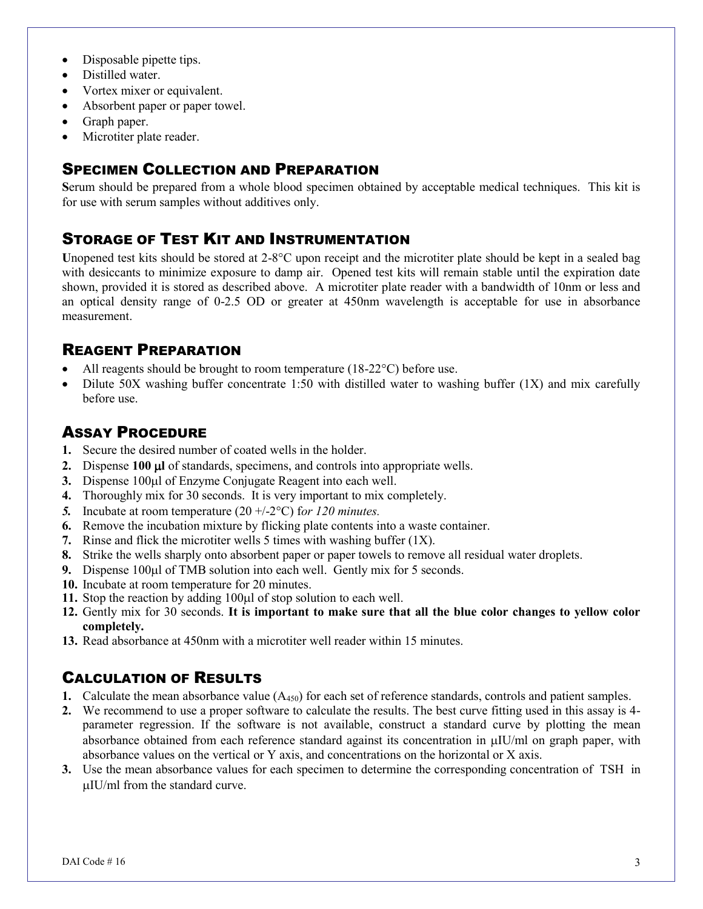- Disposable pipette tips.
- Distilled water.
- Vortex mixer or equivalent.
- Absorbent paper or paper towel.
- Graph paper.
- Microtiter plate reader.

## SPECIMEN COLLECTION AND PREPARATION

**S**erum should be prepared from a whole blood specimen obtained by acceptable medical techniques. This kit is for use with serum samples without additives only.

## STORAGE OF TEST KIT AND INSTRUMENTATION

**U**nopened test kits should be stored at 2-8°C upon receipt and the microtiter plate should be kept in a sealed bag with desiccants to minimize exposure to damp air. Opened test kits will remain stable until the expiration date shown, provided it is stored as described above. A microtiter plate reader with a bandwidth of 10nm or less and an optical density range of 0-2.5 OD or greater at 450nm wavelength is acceptable for use in absorbance measurement.

## REAGENT PREPARATION

- All reagents should be brought to room temperature (18-22°C) before use.
- Dilute 50X washing buffer concentrate 1:50 with distilled water to washing buffer (1X) and mix carefully before use.

## ASSAY PROCEDURE

1. Secure the desired number of coated wells in the holder.
2. Dispense **100 μl** of standards, specimens, and controls into appropriate wells.
3. Dispense 100μl of Enzyme Conjugate Reagent into each well.
4. Thoroughly mix for 30 seconds. It is very important to mix completely.
5. Incubate at room temperature (20 +/-2°C) f*or 120 minutes.*
6. Remove the incubation mixture by flicking plate contents into a waste container.
7. Rinse and flick the microtiter wells 5 times with washing buffer (1X).
8. Strike the wells sharply onto absorbent paper or paper towels to remove all residual water droplets.
9. Dispense 100μl of TMB solution into each well. Gently mix for 5 seconds.
10. Incubate at room temperature for 20 minutes.
11. Stop the reaction by adding 100μl of stop solution to each well.
12. Gently mix for 30 seconds. **It is important to make sure that all the blue color changes to yellow color completely.**
13. Read absorbance at 450nm with a microtiter well reader within 15 minutes.

## CALCULATION OF RESULTS

1. Calculate the mean absorbance value ($A_{450}$) for each set of reference standards, controls and patient samples.
2. We recommend to use a proper software to calculate the results. The best curve fitting used in this assay is 4-parameter regression. If the software is not available, construct a standard curve by plotting the mean absorbance obtained from each reference standard against its concentration in μIU/ml on graph paper, with absorbance values on the vertical or Y axis, and concentrations on the horizontal or X axis.
3. Use the mean absorbance values for each specimen to determine the corresponding concentration of TSH in μIU/ml from the standard curve.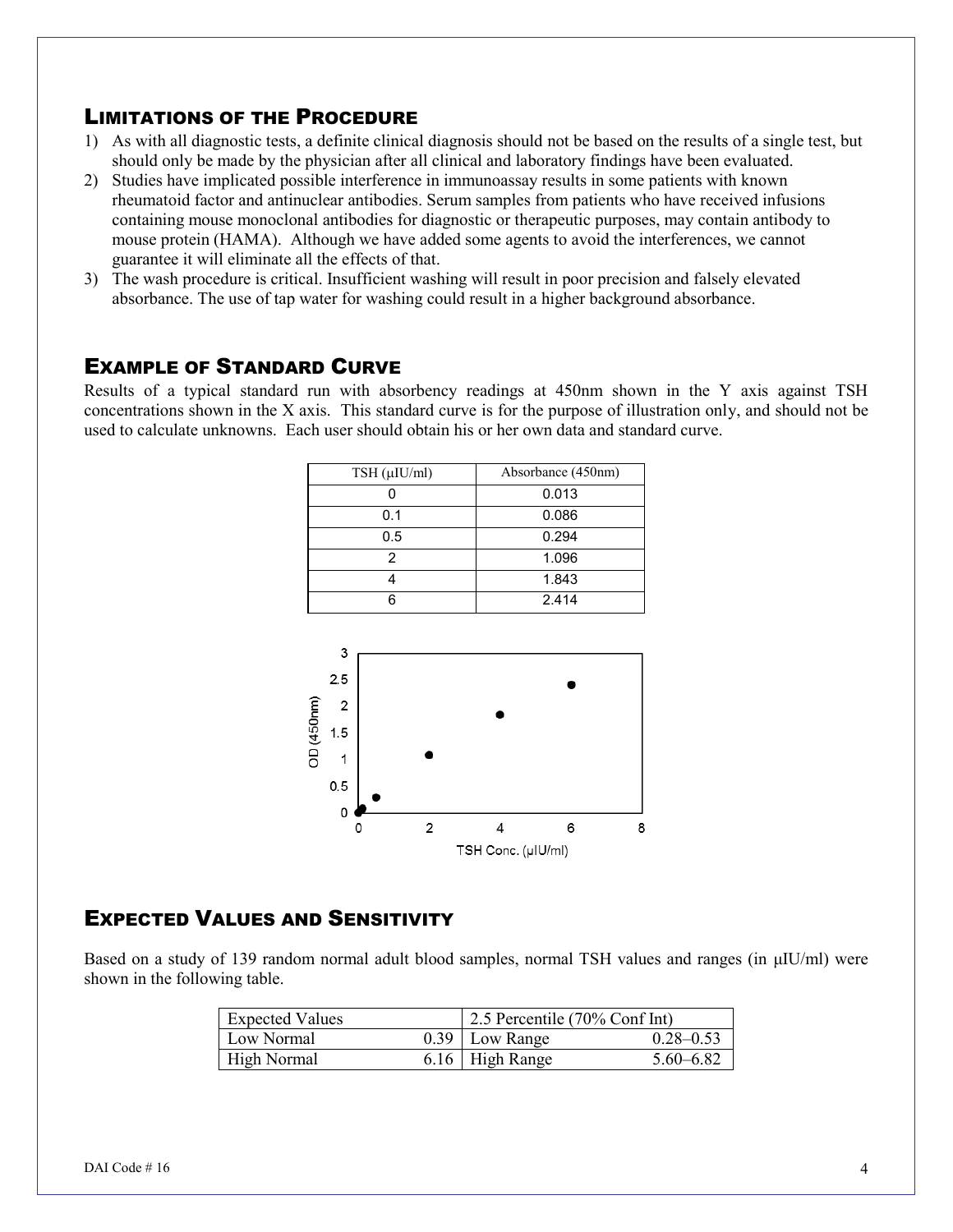## Limitations of the Procedure

1) As with all diagnostic tests, a definite clinical diagnosis should not be based on the results of a single test, but should only be made by the physician after all clinical and laboratory findings have been evaluated.
2) Studies have implicated possible interference in immunoassay results in some patients with known rheumatoid factor and antinuclear antibodies. Serum samples from patients who have received infusions containing mouse monoclonal antibodies for diagnostic or therapeutic purposes, may contain antibody to mouse protein (HAMA). Although we have added some agents to avoid the interferences, we cannot guarantee it will eliminate all the effects of that.
3) The wash procedure is critical. Insufficient washing will result in poor precision and falsely elevated absorbance. The use of tap water for washing could result in a higher background absorbance.

## Example of Standard Curve

Results of a typical standard run with absorbency readings at 450nm shown in the Y axis against TSH concentrations shown in the X axis. This standard curve is for the purpose of illustration only, and should not be used to calculate unknowns. Each user should obtain his or her own data and standard curve.

| TSH (μIU/ml) | Absorbance (450nm) |
|---|---|
| 0 | 0.013 |
| 0.1 | 0.086 |
| 0.5 | 0.294 |
| 2 | 1.096 |
| 4 | 1.843 |
| 6 | 2.414 |

## Expected Values and Sensitivity

Based on a study of 139 random normal adult blood samples, normal TSH values and ranges (in μIU/ml) were shown in the following table.

| Expected Values | | 2.5 Percentile (70% Conf Int) | |
|---|---|---|---|
| Low Normal | 0.39 | Low Range | 0.28–0.53 |
| High Normal | 6.16 | High Range | 5.60–6.82 |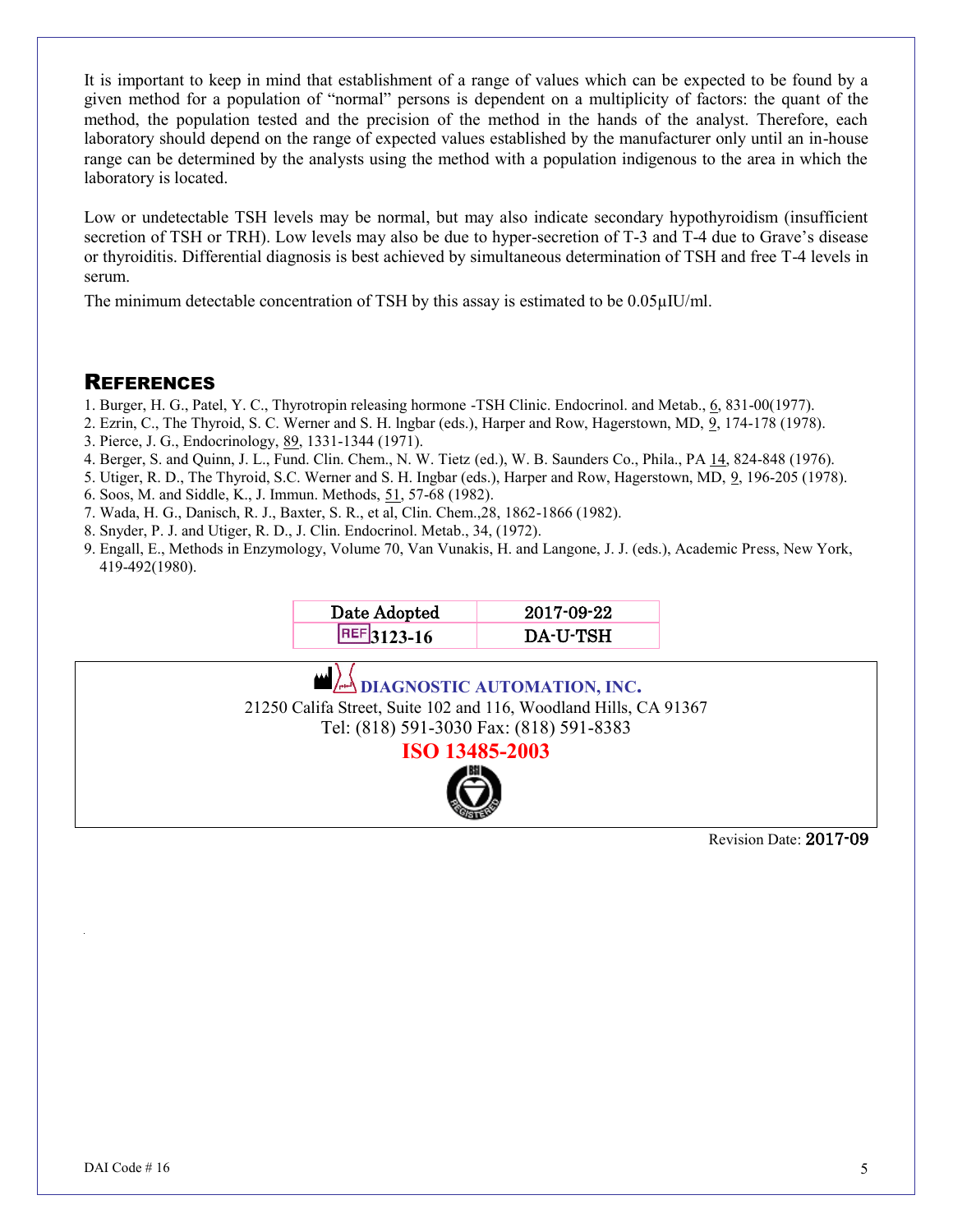It is important to keep in mind that establishment of a range of values which can be expected to be found by a given method for a population of “normal” persons is dependent on a multiplicity of factors: the quant of the method, the population tested and the precision of the method in the hands of the analyst. Therefore, each laboratory should depend on the range of expected values established by the manufacturer only until an in-house range can be determined by the analysts using the method with a population indigenous to the area in which the laboratory is located.

Low or undetectable TSH levels may be normal, but may also indicate secondary hypothyroidism (insufficient secretion of TSH or TRH). Low levels may also be due to hyper-secretion of T-3 and T-4 due to Grave’s disease or thyroiditis. Differential diagnosis is best achieved by simultaneous determination of TSH and free T-4 levels in serum.

The minimum detectable concentration of TSH by this assay is estimated to be 0.05µIU/ml.

## REFERENCES

1. Burger, H. G., Patel, Y. C., Thyrotropin releasing hormone -TSH Clinic. Endocrinol. and Metab., 6, 831-00(1977).
2. Ezrin, C., The Thyroid, S. C. Werner and S. H. lngbar (eds.), Harper and Row, Hagerstown, MD, 9, 174-178 (1978).
3. Pierce, J. G., Endocrinology, 89, 1331-1344 (1971).
4. Berger, S. and Quinn, J. L., Fund. Clin. Chem., N. W. Tietz (ed.), W. B. Saunders Co., Phila., PA 14, 824-848 (1976).
5. Utiger, R. D., The Thyroid, S.C. Werner and S. H. Ingbar (eds.), Harper and Row, Hagerstown, MD, 9, 196-205 (1978).
6. Soos, M. and Siddle, K., J. Immun. Methods, 51, 57-68 (1982).
7. Wada, H. G., Danisch, R. J., Baxter, S. R., et al, Clin. Chem.,28, 1862-1866 (1982).
8. Snyder, P. J. and Utiger, R. D., J. Clin. Endocrinol. Metab., 34, (1972).
9. Engall, E., Methods in Enzymology, Volume 70, Van Vunakis, H. and Langone, J. J. (eds.), Academic Press, New York, 419-492(1980).

| | |
|---|---|
| Date Adopted | 2017-09-22 |
| REF 3123-16 | DA-U-TSH |

**DIAGNOSTIC AUTOMATION, INC.**
21250 Califa Street, Suite 102 and 116, Woodland Hills, CA 91367
Tel: (818) 591-3030 Fax: (818) 591-8383

**ISO 13485-2003**

Revision Date: 2017-09

DAI Code # 16